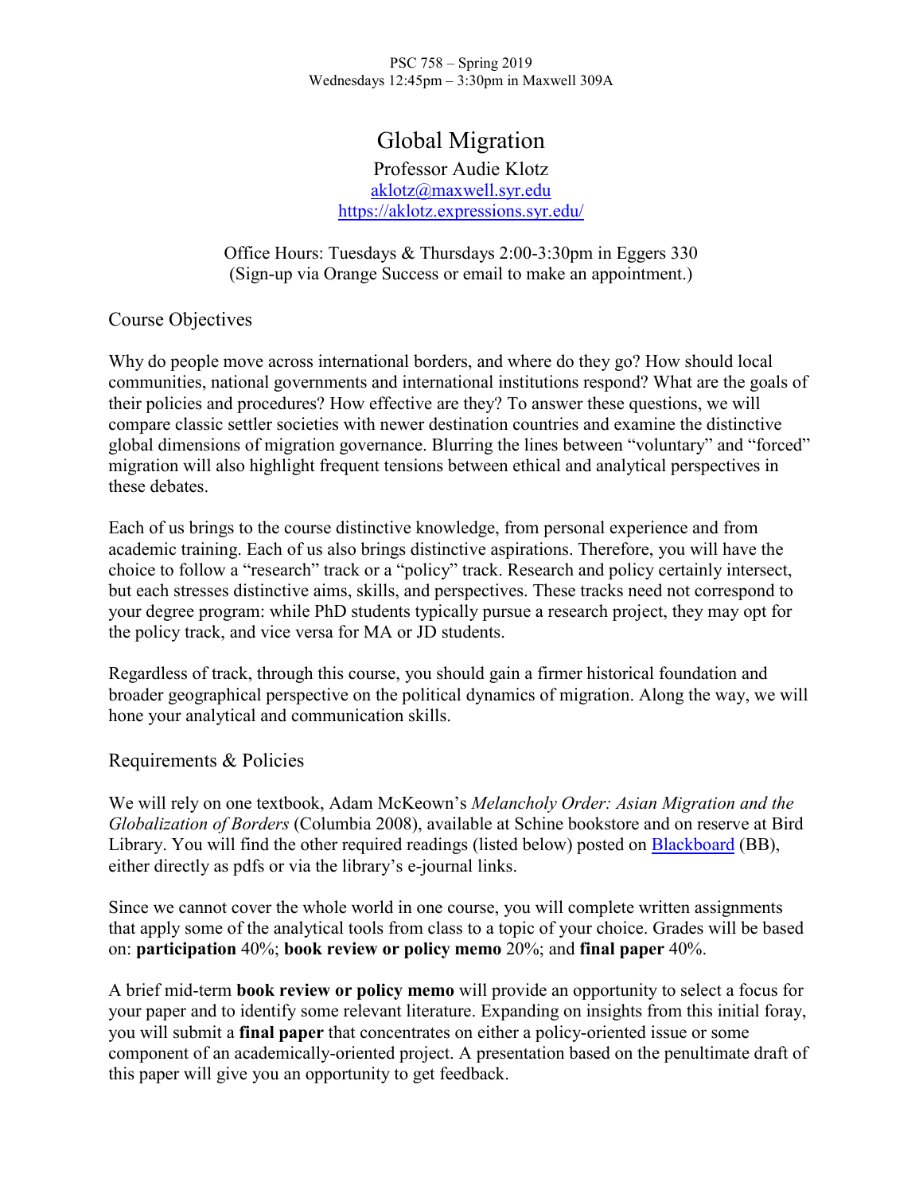PSC 758 – Spring 2019
Wednesdays 12:45pm – 3:30pm in Maxwell 309A

# Global Migration

Professor Audie Klotz
[aklotz@maxwell.syr.edu](mailto:aklotz@maxwell.syr.edu)
[https://aklotz.expressions.syr.edu/](https://aklotz.expressions.syr.edu/)

Office Hours: Tuesdays & Thursdays 2:00-3:30pm in Eggers 330
(Sign-up via Orange Success or email to make an appointment.)

## Course Objectives

Why do people move across international borders, and where do they go? How should local communities, national governments and international institutions respond? What are the goals of their policies and procedures? How effective are they? To answer these questions, we will compare classic settler societies with newer destination countries and examine the distinctive global dimensions of migration governance. Blurring the lines between "voluntary" and "forced" migration will also highlight frequent tensions between ethical and analytical perspectives in these debates.

Each of us brings to the course distinctive knowledge, from personal experience and from academic training. Each of us also brings distinctive aspirations. Therefore, you will have the choice to follow a "research" track or a "policy" track. Research and policy certainly intersect, but each stresses distinctive aims, skills, and perspectives. These tracks need not correspond to your degree program: while PhD students typically pursue a research project, they may opt for the policy track, and vice versa for MA or JD students.

Regardless of track, through this course, you should gain a firmer historical foundation and broader geographical perspective on the political dynamics of migration. Along the way, we will hone your analytical and communication skills.

## Requirements & Policies

We will rely on one textbook, Adam McKeown's *Melancholy Order: Asian Migration and the Globalization of Borders* (Columbia 2008), available at Schine bookstore and on reserve at Bird Library. You will find the other required readings (listed below) posted on [Blackboard](#) (BB), either directly as pdfs or via the library's e-journal links.

Since we cannot cover the whole world in one course, you will complete written assignments that apply some of the analytical tools from class to a topic of your choice. Grades will be based on: **participation** 40%; **book review or policy memo** 20%; and **final paper** 40%.

A brief mid-term **book review or policy memo** will provide an opportunity to select a focus for your paper and to identify some relevant literature. Expanding on insights from this initial foray, you will submit a **final paper** that concentrates on either a policy-oriented issue or some component of an academically-oriented project. A presentation based on the penultimate draft of this paper will give you an opportunity to get feedback.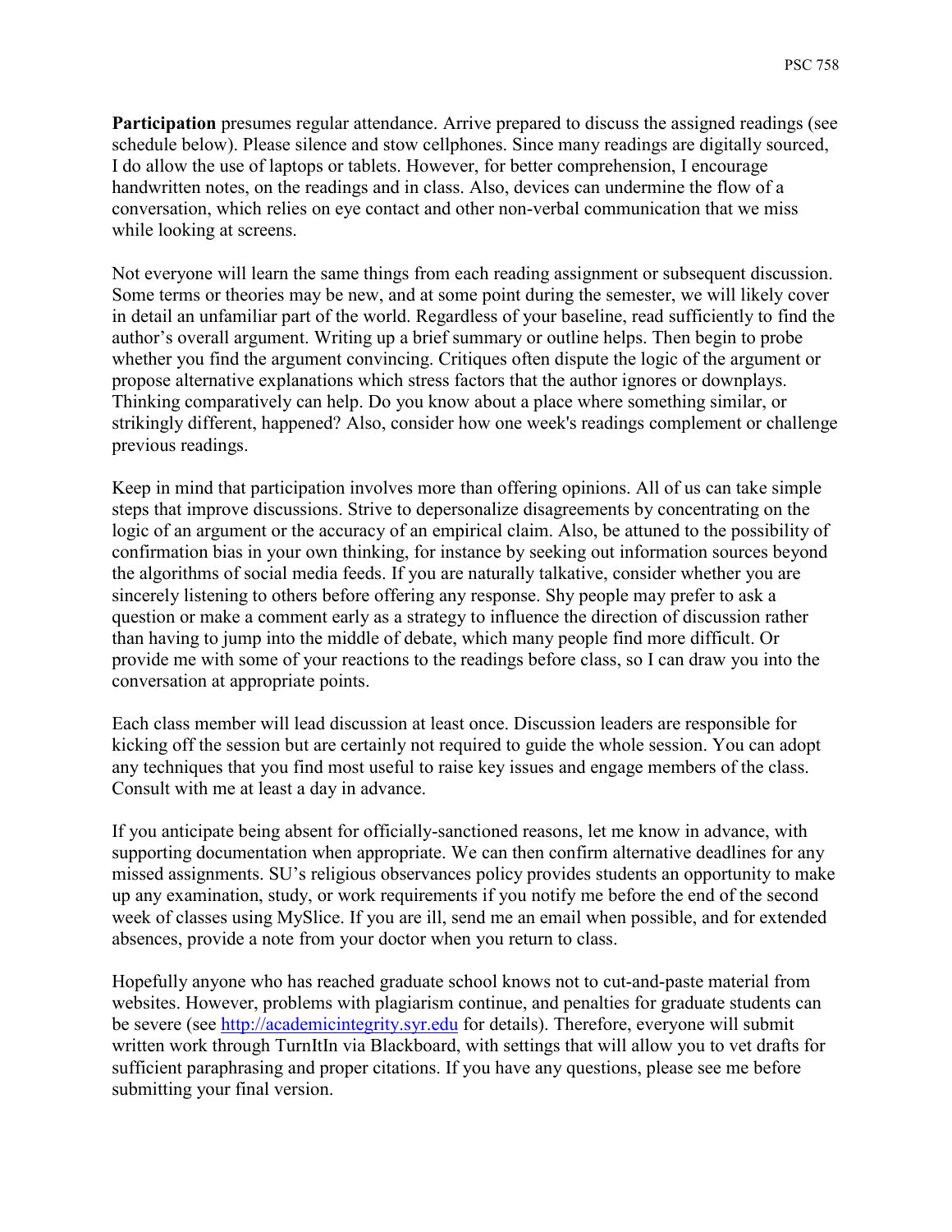**Participation** presumes regular attendance. Arrive prepared to discuss the assigned readings (see schedule below). Please silence and stow cellphones. Since many readings are digitally sourced, I do allow the use of laptops or tablets. However, for better comprehension, I encourage handwritten notes, on the readings and in class. Also, devices can undermine the flow of a conversation, which relies on eye contact and other non-verbal communication that we miss while looking at screens.

Not everyone will learn the same things from each reading assignment or subsequent discussion. Some terms or theories may be new, and at some point during the semester, we will likely cover in detail an unfamiliar part of the world. Regardless of your baseline, read sufficiently to find the author's overall argument. Writing up a brief summary or outline helps. Then begin to probe whether you find the argument convincing. Critiques often dispute the logic of the argument or propose alternative explanations which stress factors that the author ignores or downplays. Thinking comparatively can help. Do you know about a place where something similar, or strikingly different, happened? Also, consider how one week's readings complement or challenge previous readings.

Keep in mind that participation involves more than offering opinions. All of us can take simple steps that improve discussions. Strive to depersonalize disagreements by concentrating on the logic of an argument or the accuracy of an empirical claim. Also, be attuned to the possibility of confirmation bias in your own thinking, for instance by seeking out information sources beyond the algorithms of social media feeds. If you are naturally talkative, consider whether you are sincerely listening to others before offering any response. Shy people may prefer to ask a question or make a comment early as a strategy to influence the direction of discussion rather than having to jump into the middle of debate, which many people find more difficult. Or provide me with some of your reactions to the readings before class, so I can draw you into the conversation at appropriate points.

Each class member will lead discussion at least once. Discussion leaders are responsible for kicking off the session but are certainly not required to guide the whole session. You can adopt any techniques that you find most useful to raise key issues and engage members of the class. Consult with me at least a day in advance.

If you anticipate being absent for officially-sanctioned reasons, let me know in advance, with supporting documentation when appropriate. We can then confirm alternative deadlines for any missed assignments. SU's religious observances policy provides students an opportunity to make up any examination, study, or work requirements if you notify me before the end of the second week of classes using MySlice. If you are ill, send me an email when possible, and for extended absences, provide a note from your doctor when you return to class.

Hopefully anyone who has reached graduate school knows not to cut-and-paste material from websites. However, problems with plagiarism continue, and penalties for graduate students can be severe (see [http://academicintegrity.syr.edu](http://academicintegrity.syr.edu) for details). Therefore, everyone will submit written work through TurnItIn via Blackboard, with settings that will allow you to vet drafts for sufficient paraphrasing and proper citations. If you have any questions, please see me before submitting your final version.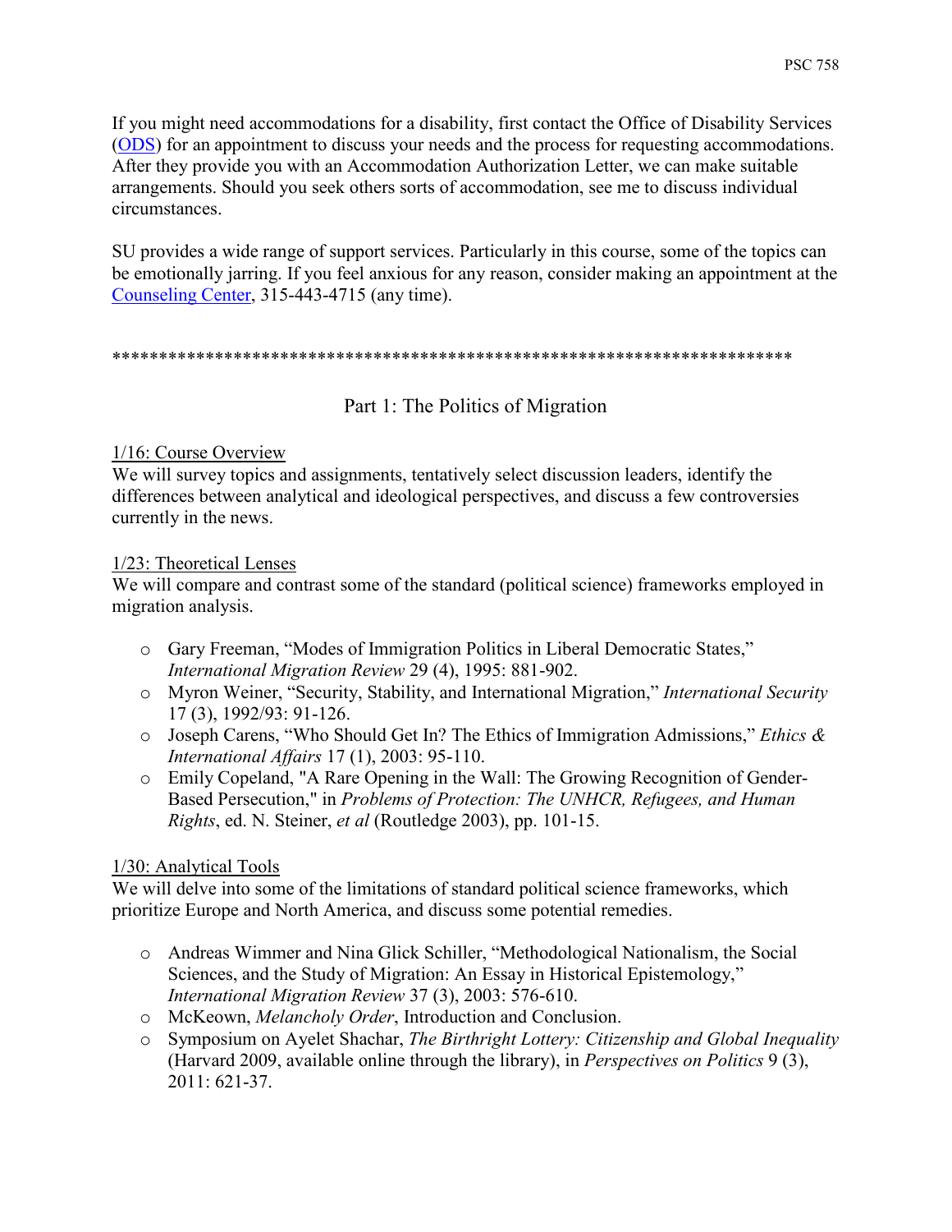If you might need accommodations for a disability, first contact the Office of Disability Services (ODS) for an appointment to discuss your needs and the process for requesting accommodations. After they provide you with an Accommodation Authorization Letter, we can make suitable arrangements. Should you seek others sorts of accommodation, see me to discuss individual circumstances.

SU provides a wide range of support services. Particularly in this course, some of the topics can be emotionally jarring. If you feel anxious for any reason, consider making an appointment at the Counseling Center, 315-443-4715 (any time).

*************************************************************************

## Part 1: The Politics of Migration

1/16: Course Overview

We will survey topics and assignments, tentatively select discussion leaders, identify the differences between analytical and ideological perspectives, and discuss a few controversies currently in the news.

1/23: Theoretical Lenses

We will compare and contrast some of the standard (political science) frameworks employed in migration analysis.

- Gary Freeman, "Modes of Immigration Politics in Liberal Democratic States," *International Migration Review* 29 (4), 1995: 881-902.
- Myron Weiner, "Security, Stability, and International Migration," *International Security* 17 (3), 1992/93: 91-126.
- Joseph Carens, "Who Should Get In? The Ethics of Immigration Admissions," *Ethics & International Affairs* 17 (1), 2003: 95-110.
- Emily Copeland, "A Rare Opening in the Wall: The Growing Recognition of Gender-Based Persecution," in *Problems of Protection: The UNHCR, Refugees, and Human Rights*, ed. N. Steiner, *et al* (Routledge 2003), pp. 101-15.

1/30: Analytical Tools

We will delve into some of the limitations of standard political science frameworks, which prioritize Europe and North America, and discuss some potential remedies.

- Andreas Wimmer and Nina Glick Schiller, "Methodological Nationalism, the Social Sciences, and the Study of Migration: An Essay in Historical Epistemology," *International Migration Review* 37 (3), 2003: 576-610.
- McKeown, *Melancholy Order*, Introduction and Conclusion.
- Symposium on Ayelet Shachar, *The Birthright Lottery: Citizenship and Global Inequality* (Harvard 2009, available online through the library), in *Perspectives on Politics* 9 (3), 2011: 621-37.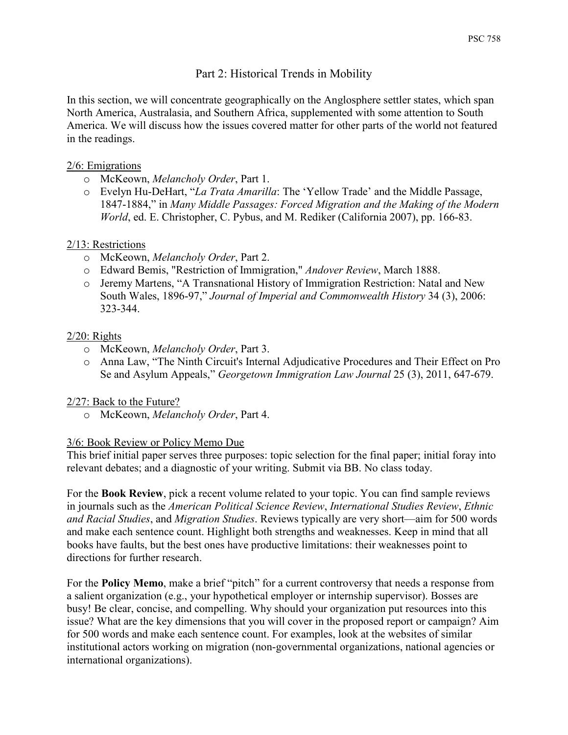## Part 2: Historical Trends in Mobility

In this section, we will concentrate geographically on the Anglosphere settler states, which span North America, Australasia, and Southern Africa, supplemented with some attention to South America. We will discuss how the issues covered matter for other parts of the world not featured in the readings.

### 2/6: Emigrations

- McKeown, *Melancholy Order*, Part 1.
- Evelyn Hu-DeHart, "*La Trata Amarilla*: The 'Yellow Trade' and the Middle Passage, 1847-1884," in *Many Middle Passages: Forced Migration and the Making of the Modern World*, ed. E. Christopher, C. Pybus, and M. Rediker (California 2007), pp. 166-83.

### 2/13: Restrictions

- McKeown, *Melancholy Order*, Part 2.
- Edward Bemis, "Restriction of Immigration," *Andover Review*, March 1888.
- Jeremy Martens, "A Transnational History of Immigration Restriction: Natal and New South Wales, 1896-97," *Journal of Imperial and Commonwealth History* 34 (3), 2006: 323-344.

### 2/20: Rights

- McKeown, *Melancholy Order*, Part 3.
- Anna Law, "The Ninth Circuit's Internal Adjudicative Procedures and Their Effect on Pro Se and Asylum Appeals," *Georgetown Immigration Law Journal* 25 (3), 2011, 647-679.

### 2/27: Back to the Future?

- McKeown, *Melancholy Order*, Part 4.

### 3/6: Book Review or Policy Memo Due

This brief initial paper serves three purposes: topic selection for the final paper; initial foray into relevant debates; and a diagnostic of your writing. Submit via BB. No class today.

For the **Book Review**, pick a recent volume related to your topic. You can find sample reviews in journals such as the *American Political Science Review*, *International Studies Review*, *Ethnic and Racial Studies*, and *Migration Studies*. Reviews typically are very short—aim for 500 words and make each sentence count. Highlight both strengths and weaknesses. Keep in mind that all books have faults, but the best ones have productive limitations: their weaknesses point to directions for further research.

For the **Policy Memo**, make a brief "pitch" for a current controversy that needs a response from a salient organization (e.g., your hypothetical employer or internship supervisor). Bosses are busy! Be clear, concise, and compelling. Why should your organization put resources into this issue? What are the key dimensions that you will cover in the proposed report or campaign? Aim for 500 words and make each sentence count. For examples, look at the websites of similar institutional actors working on migration (non-governmental organizations, national agencies or international organizations).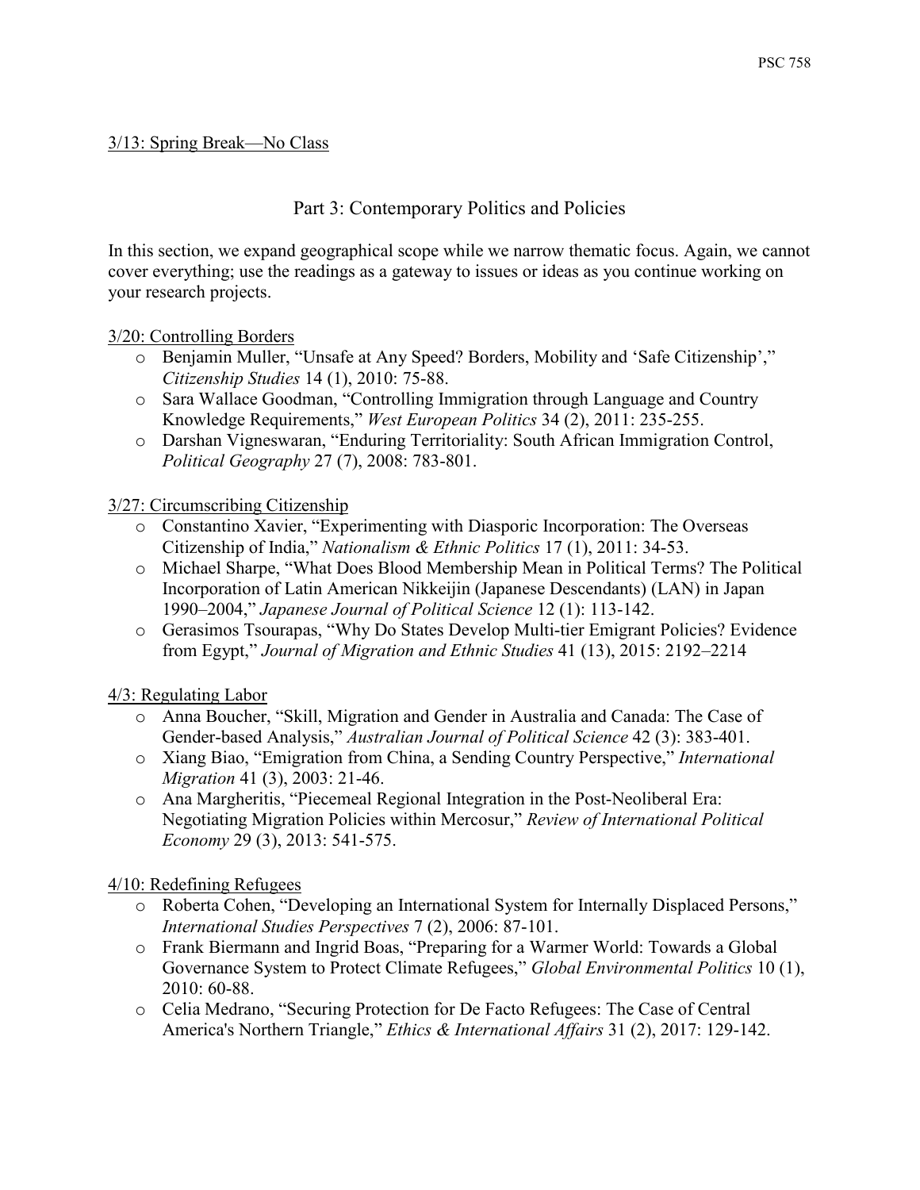3/13: Spring Break—No Class

## Part 3: Contemporary Politics and Policies

In this section, we expand geographical scope while we narrow thematic focus. Again, we cannot cover everything; use the readings as a gateway to issues or ideas as you continue working on your research projects.

3/20: Controlling Borders

- Benjamin Muller, "Unsafe at Any Speed? Borders, Mobility and 'Safe Citizenship'," *Citizenship Studies* 14 (1), 2010: 75-88.
- Sara Wallace Goodman, "Controlling Immigration through Language and Country Knowledge Requirements," *West European Politics* 34 (2), 2011: 235-255.
- Darshan Vigneswaran, "Enduring Territoriality: South African Immigration Control, *Political Geography* 27 (7), 2008: 783-801.

3/27: Circumscribing Citizenship

- Constantino Xavier, "Experimenting with Diasporic Incorporation: The Overseas Citizenship of India," *Nationalism & Ethnic Politics* 17 (1), 2011: 34-53.
- Michael Sharpe, "What Does Blood Membership Mean in Political Terms? The Political Incorporation of Latin American Nikkeijin (Japanese Descendants) (LAN) in Japan 1990–2004," *Japanese Journal of Political Science* 12 (1): 113-142.
- Gerasimos Tsourapas, "Why Do States Develop Multi-tier Emigrant Policies? Evidence from Egypt," *Journal of Migration and Ethnic Studies* 41 (13), 2015: 2192–2214

4/3: Regulating Labor

- Anna Boucher, "Skill, Migration and Gender in Australia and Canada: The Case of Gender-based Analysis," *Australian Journal of Political Science* 42 (3): 383-401.
- Xiang Biao, "Emigration from China, a Sending Country Perspective," *International Migration* 41 (3), 2003: 21-46.
- Ana Margheritis, "Piecemeal Regional Integration in the Post-Neoliberal Era: Negotiating Migration Policies within Mercosur," *Review of International Political Economy* 29 (3), 2013: 541-575.

4/10: Redefining Refugees

- Roberta Cohen, "Developing an International System for Internally Displaced Persons," *International Studies Perspectives* 7 (2), 2006: 87-101.
- Frank Biermann and Ingrid Boas, "Preparing for a Warmer World: Towards a Global Governance System to Protect Climate Refugees," *Global Environmental Politics* 10 (1), 2010: 60-88.
- Celia Medrano, "Securing Protection for De Facto Refugees: The Case of Central America's Northern Triangle," *Ethics & International Affairs* 31 (2), 2017: 129-142.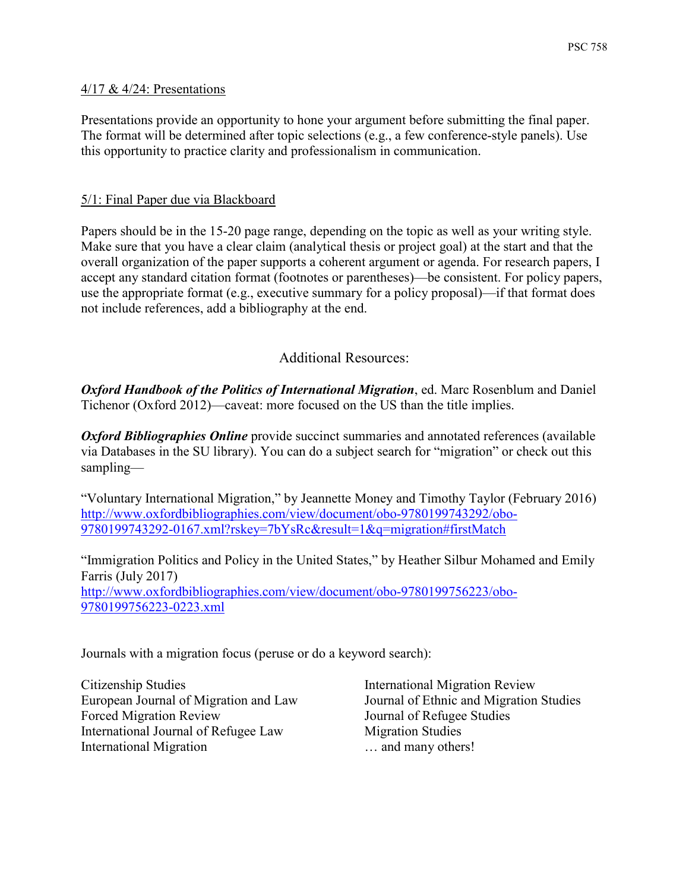4/17 & 4/24: Presentations

Presentations provide an opportunity to hone your argument before submitting the final paper. The format will be determined after topic selections (e.g., a few conference-style panels). Use this opportunity to practice clarity and professionalism in communication.

5/1: Final Paper due via Blackboard

Papers should be in the 15-20 page range, depending on the topic as well as your writing style. Make sure that you have a clear claim (analytical thesis or project goal) at the start and that the overall organization of the paper supports a coherent argument or agenda. For research papers, I accept any standard citation format (footnotes or parentheses)—be consistent. For policy papers, use the appropriate format (e.g., executive summary for a policy proposal)—if that format does not include references, add a bibliography at the end.

## Additional Resources:

***Oxford Handbook of the Politics of International Migration***, ed. Marc Rosenblum and Daniel Tichenor (Oxford 2012)—caveat: more focused on the US than the title implies.

***Oxford Bibliographies Online*** provide succinct summaries and annotated references (available via Databases in the SU library). You can do a subject search for "migration" or check out this sampling—

"Voluntary International Migration," by Jeannette Money and Timothy Taylor (February 2016) http://www.oxfordbibliographies.com/view/document/obo-9780199743292/obo-9780199743292-0167.xml?rskey=7bYsRc&result=1&q=migration#firstMatch

"Immigration Politics and Policy in the United States," by Heather Silbur Mohamed and Emily Farris (July 2017) http://www.oxfordbibliographies.com/view/document/obo-9780199756223/obo-9780199756223-0223.xml

Journals with a migration focus (peruse or do a keyword search):

Citizenship Studies
European Journal of Migration and Law
Forced Migration Review
International Journal of Refugee Law
International Migration
International Migration Review
Journal of Ethnic and Migration Studies
Journal of Refugee Studies
Migration Studies
… and many others!